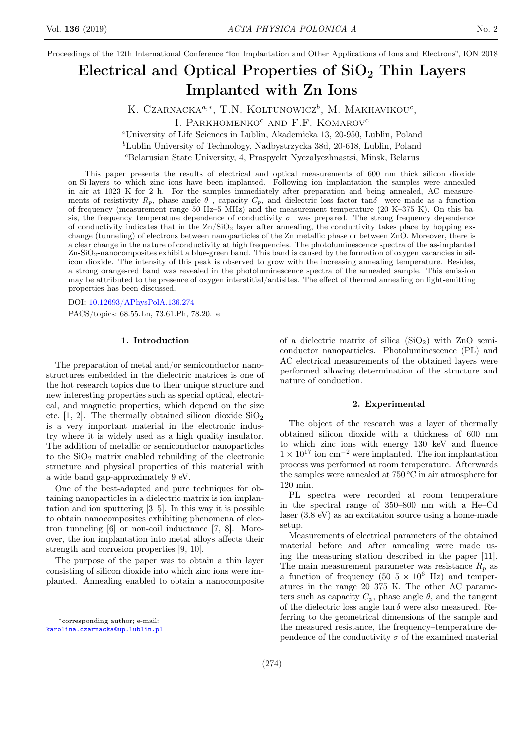Proceedings of the 12th International Conference "Ion Implantation and Other Applications of Ions and Electrons", ION 2018

# Electrical and Optical Properties of $SiO_2$ Thin Layers Implanted with Zn Ions

K. Czarnacka[a,*], T.N. Koltunowicz[b], M. Makhavikou[c], I. Parkhomenko[c] and F.F. Komarov[c]

[a]University of Life Sciences in Lublin, Akademicka 13, 20-950, Lublin, Poland

[b]Lublin University of Technology, Nadbystrzycka 38d, 20-618, Lublin, Poland

[c]Belarusian State University, 4, Praspyekt Nyezalyezhnastsi, Minsk, Belarus

This paper presents the results of electrical and optical measurements of 600 nm thick silicon dioxide on Si layers to which zinc ions have been implanted. Following ion implantation the samples were annealed in air at 1023 K for 2 h. For the samples immediately after preparation and being annealed, AC measurements of resistivity $R_p$, phase angle $\theta$, capacity $C_p$, and dielectric loss factor $\tan\delta$ were made as a function of frequency (measurement range 50 Hz–5 MHz) and the measurement temperature (20 K–375 K). On this basis, the frequency–temperature dependence of conductivity $\sigma$ was prepared. The strong frequency dependence of conductivity indicates that in the $Zn/SiO_2$ layer after annealing, the conductivity takes place by hopping exchange (tunneling) of electrons between nanoparticles of the Zn metallic phase or between ZnO. Moreover, there is a clear change in the nature of conductivity at high frequencies. The photoluminescence spectra of the as-implanted Zn-$SiO_2$-nanocomposites exhibit a blue-green band. This band is caused by the formation of oxygen vacancies in silicon dioxide. The intensity of this peak is observed to grow with the increasing annealing temperature. Besides, a strong orange-red band was revealed in the photoluminescence spectra of the annealed sample. This emission may be attributed to the presence of oxygen interstitial/antisites. The effect of thermal annealing on light-emitting properties has been discussed.

DOI: 10.12693/APhysPolA.136.274

PACS/topics: 68.55.Ln, 73.61.Ph, 78.20.–e

## 1. Introduction

The preparation of metal and/or semiconductor nanostructures embedded in the dielectric matrices is one of the hot research topics due to their unique structure and new interesting properties such as special optical, electrical, and magnetic properties, which depend on the size etc. [1, 2]. The thermally obtained silicon dioxide $SiO_2$ is a very important material in the electronic industry where it is widely used as a high quality insulator. The addition of metallic or semiconductor nanoparticles to the $SiO_2$ matrix enabled rebuilding of the electronic structure and physical properties of this material with a wide band gap-approximately 9 eV.

One of the best-adapted and pure techniques for obtaining nanoparticles in a dielectric matrix is ion implantation and ion sputtering [3–5]. In this way it is possible to obtain nanocomposites exhibiting phenomena of electron tunneling [6] or non-coil inductance [7, 8]. Moreover, the ion implantation into metal alloys affects their strength and corrosion properties [9, 10].

The purpose of the paper was to obtain a thin layer consisting of silicon dioxide into which zinc ions were implanted. Annealing enabled to obtain a nanocomposite of a dielectric matrix of silica ($SiO_2$) with ZnO semiconductor nanoparticles. Photoluminescence (PL) and AC electrical measurements of the obtained layers were performed allowing determination of the structure and nature of conduction.

## 2. Experimental

The object of the research was a layer of thermally obtained silicon dioxide with a thickness of 600 nm to which zinc ions with energy 130 keV and fluence $1\times10^{17}$ ion $cm^{-2}$ were implanted. The ion implantation process was performed at room temperature. Afterwards the samples were annealed at 750 °C in air atmosphere for 120 min.

PL spectra were recorded at room temperature in the spectral range of 350–800 nm with a He–Cd laser (3.8 eV) as an excitation source using a home-made setup.

Measurements of electrical parameters of the obtained material before and after annealing were made using the measuring station described in the paper [11]. The main measurement parameter was resistance $R_p$ as a function of frequency (50–$5\times10^6$ Hz) and temperatures in the range 20–375 K. The other AC parameters such as capacity $C_p$, phase angle $\theta$, and the tangent of the dielectric loss angle $\tan\delta$ were also measured. Referring to the geometrical dimensions of the sample and the measured resistance, the frequency–temperature dependence of the conductivity $\sigma$ of the examined material

*corresponding author; e-mail: karolina.czarnacka@up.lublin.pl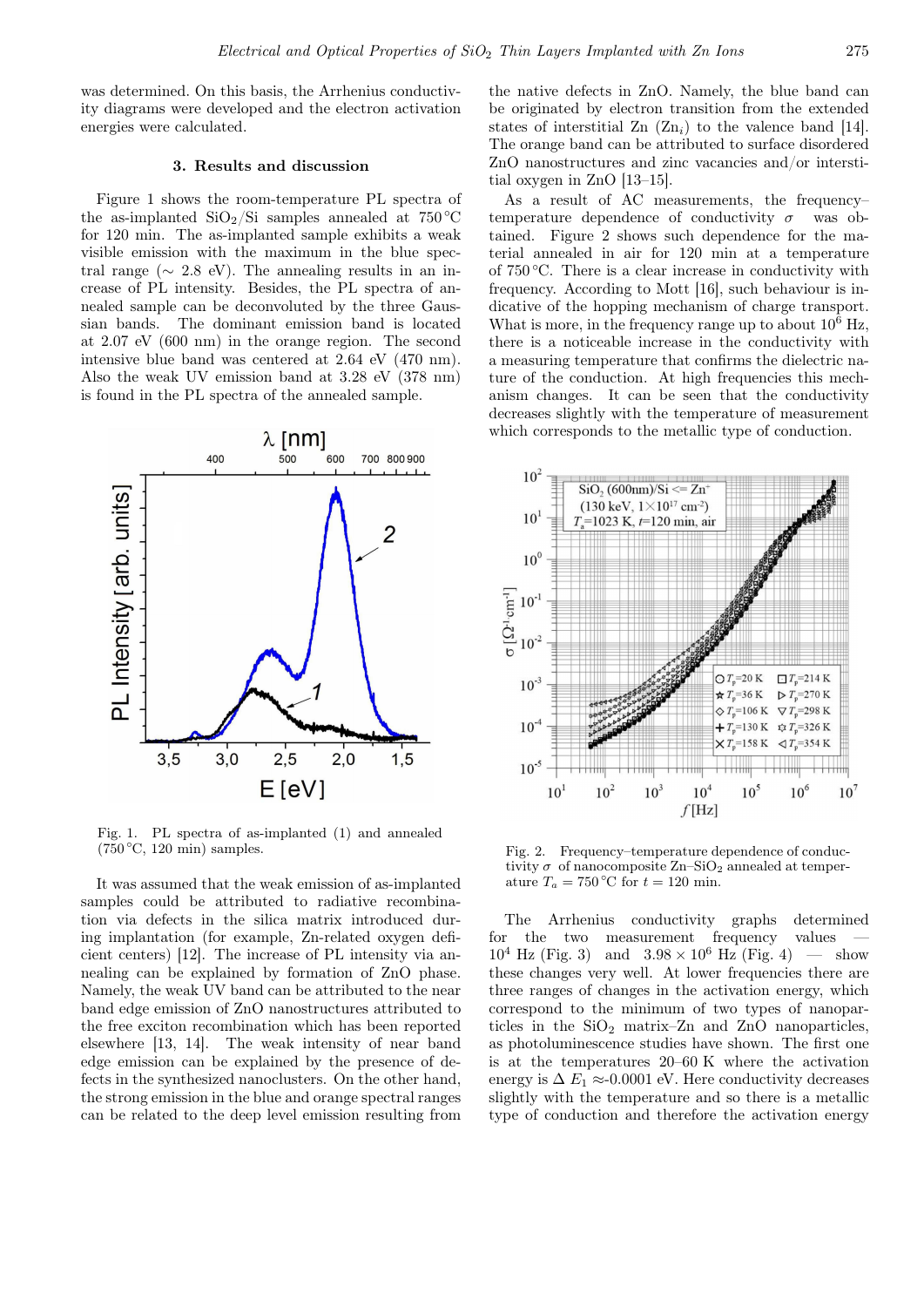was determined. On this basis, the Arrhenius conductivity diagrams were developed and the electron activation energies were calculated.

## 3. Results and discussion

Figure 1 shows the room-temperature PL spectra of the as-implanted $SiO_2$/Si samples annealed at 750 °C for 120 min. The as-implanted sample exhibits a weak visible emission with the maximum in the blue spectral range (∼ 2.8 eV). The annealing results in an increase of PL intensity. Besides, the PL spectra of annealed sample can be deconvoluted by the three Gaussian bands. The dominant emission band is located at 2.07 eV (600 nm) in the orange region. The second intensive blue band was centered at 2.64 eV (470 nm). Also the weak UV emission band at 3.28 eV (378 nm) is found in the PL spectra of the annealed sample.

Fig. 1. PL spectra of as-implanted (1) and annealed (750 °C, 120 min) samples.

It was assumed that the weak emission of as-implanted samples could be attributed to radiative recombination via defects in the silica matrix introduced during implantation (for example, Zn-related oxygen deficient centers) [12]. The increase of PL intensity via annealing can be explained by formation of ZnO phase. Namely, the weak UV band can be attributed to the near band edge emission of ZnO nanostructures attributed to the free exciton recombination which has been reported elsewhere [13, 14]. The weak intensity of near band edge emission can be explained by the presence of defects in the synthesized nanoclusters. On the other hand, the strong emission in the blue and orange spectral ranges can be related to the deep level emission resulting from the native defects in ZnO. Namely, the blue band can be originated by electron transition from the extended states of interstitial Zn ($Zn_i$) to the valence band [14]. The orange band can be attributed to surface disordered ZnO nanostructures and zinc vacancies and/or interstitial oxygen in ZnO [13–15].

As a result of AC measurements, the frequency–temperature dependence of conductivity $\sigma$ was obtained. Figure 2 shows such dependence for the material annealed in air for 120 min at a temperature of 750 °C. There is a clear increase in conductivity with frequency. According to Mott [16], such behaviour is indicative of the hopping mechanism of charge transport. What is more, in the frequency range up to about $10^6$ Hz, there is a noticeable increase in the conductivity with a measuring temperature that confirms the dielectric nature of the conduction. At high frequencies this mechanism changes. It can be seen that the conductivity decreases slightly with the temperature of measurement which corresponds to the metallic type of conduction.

Fig. 2. Frequency–temperature dependence of conductivity $\sigma$ of nanocomposite Zn–$SiO_2$ annealed at temperature $T_a$ = 750 °C for $t$ = 120 min.

The Arrhenius conductivity graphs determined for the two measurement frequency values — $10^4$ Hz (Fig. 3) and $3.98 \times 10^6$ Hz (Fig. 4) — show these changes very well. At lower frequencies there are three ranges of changes in the activation energy, which correspond to the minimum of two types of nanoparticles in the $SiO_2$ matrix–Zn and ZnO nanoparticles, as photoluminescence studies have shown. The first one is at the temperatures 20–60 K where the activation energy is $\Delta E_1 \approx$-0.0001 eV. Here conductivity decreases slightly with the temperature and so there is a metallic type of conduction and therefore the activation energy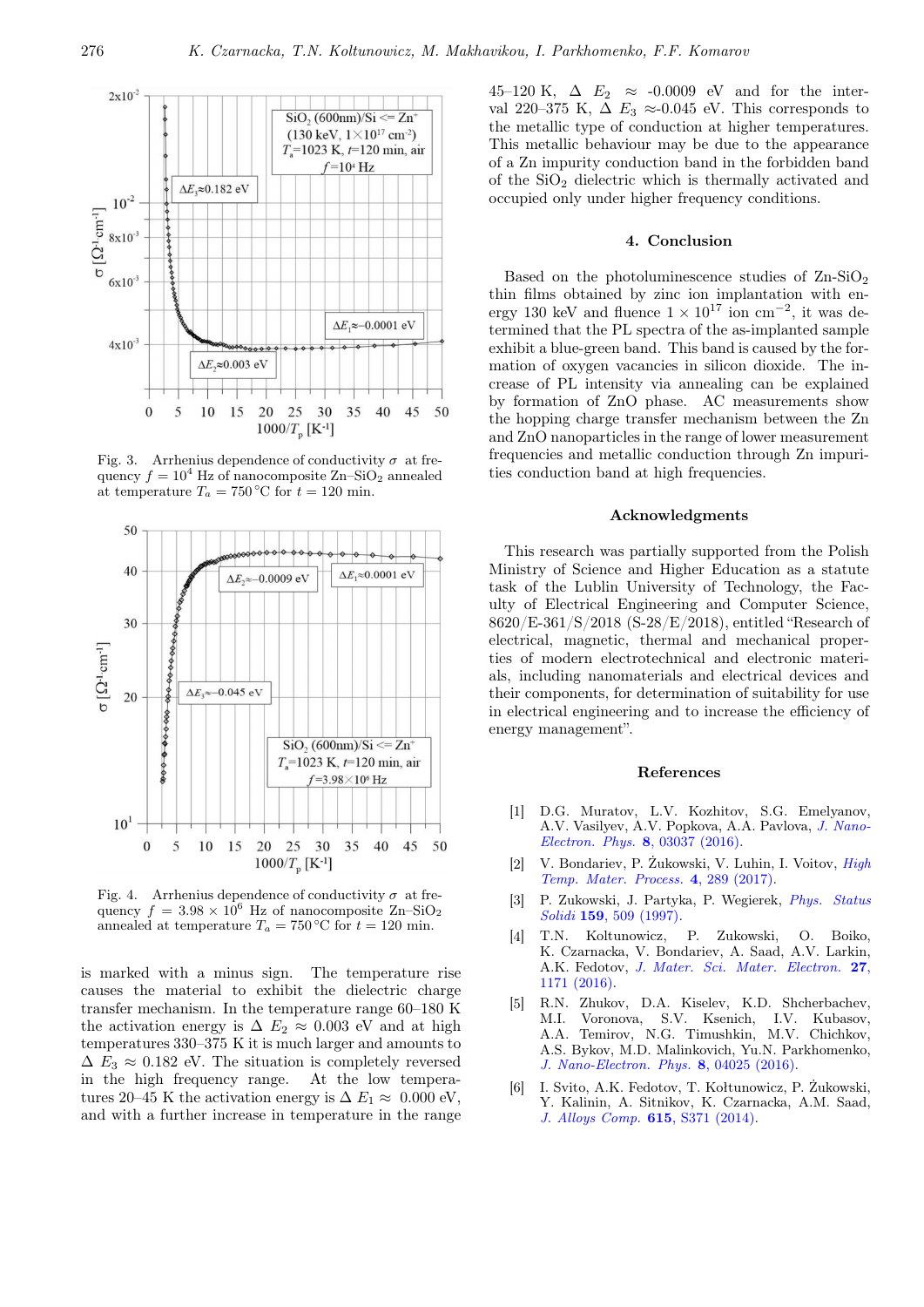Fig. 3. Arrhenius dependence of conductivity $\sigma$ at frequency $f = 10^4$ Hz of nanocomposite Zn–$SiO_2$ annealed at temperature $T_a = 750\,^{\circ}$C for $t = 120$ min.

Fig. 4. Arrhenius dependence of conductivity $\sigma$ at frequency $f = 3.98 \times 10^6$ Hz of nanocomposite Zn–$SiO_2$ annealed at temperature $T_a = 750\,^{\circ}$C for $t = 120$ min.

is marked with a minus sign. The temperature rise causes the material to exhibit the dielectric charge transfer mechanism. In the temperature range 60–180 K the activation energy is $\Delta E_2 \approx 0.003$ eV and at high temperatures 330–375 K it is much larger and amounts to $\Delta E_3 \approx 0.182$ eV. The situation is completely reversed in the high frequency range. At the low temperatures 20–45 K the activation energy is $\Delta E_1 \approx 0.000$ eV, and with a further increase in temperature in the range 45–120 K, $\Delta E_2 \approx -0.0009$ eV and for the interval 220–375 K, $\Delta E_3 \approx -0.045$ eV. This corresponds to the metallic type of conduction at higher temperatures. This metallic behaviour may be due to the appearance of a Zn impurity conduction band in the forbidden band of the $SiO_2$ dielectric which is thermally activated and occupied only under higher frequency conditions.

## 4. Conclusion

Based on the photoluminescence studies of Zn-$SiO_2$ thin films obtained by zinc ion implantation with energy 130 keV and fluence $1 \times 10^{17}$ ion $cm^{-2}$, it was determined that the PL spectra of the as-implanted sample exhibit a blue-green band. This band is caused by the formation of oxygen vacancies in silicon dioxide. The increase of PL intensity via annealing can be explained by formation of ZnO phase. AC measurements show the hopping charge transfer mechanism between the Zn and ZnO nanoparticles in the range of lower measurement frequencies and metallic conduction through Zn impurities conduction band at high frequencies.

## Acknowledgments

This research was partially supported from the Polish Ministry of Science and Higher Education as a statute task of the Lublin University of Technology, at the Faculty of Electrical Engineering and Computer Science, 8620/E-361/S/2018 (S-28/E/2018), entitled "Research of electrical, magnetic, thermal and mechanical properties of modern electrotechnical and electronic materials, including nanomaterials and electrical devices and their components, for determination of suitability for use in electrical engineering and to increase the efficiency of energy management".

## References

[1] D.G. Muratov, L.V. Kozhitov, S.G. Emelyanov, A.V. Vasilyev, A.V. Popkova, A.A. Pavlova, *J. Nano-Electron. Phys.* **8**, 03037 (2016).

[2] V. Bondariev, P. Żukowski, V. Luhin, I. Voitov, *High Temp. Mater. Process.* **4**, 289 (2017).

[3] P. Zukowski, J. Partyka, P. Wegierek, *Phys. Status Solidi* **159**, 509 (1997).

[4] T.N. Koltunowicz, P. Zukowski, O. Boiko, K. Czarnacka, V. Bondariev, A. Saad, A.V. Larkin, A.K. Fedotov, *J. Mater. Sci. Mater. Electron.* **27**, 1171 (2016).

[5] R.N. Zhukov, D.A. Kiselev, K.D. Shcherbachev, M.I. Voronova, S.V. Ksenich, I.V. Kubasov, A.A. Temirov, N.G. Timushkin, M.V. Chichkov, A.S. Bykov, M.D. Malinkovich, Yu.N. Parkhomenko, *J. Nano-Electron. Phys.* **8**, 04025 (2016).

[6] I. Svito, A.K. Fedotov, T. Kołtunowicz, P. Żukowski, Y. Kalinin, A. Sitnikov, K. Czarnacka, A.M. Saad, *J. Alloys Comp.* **615**, S371 (2014).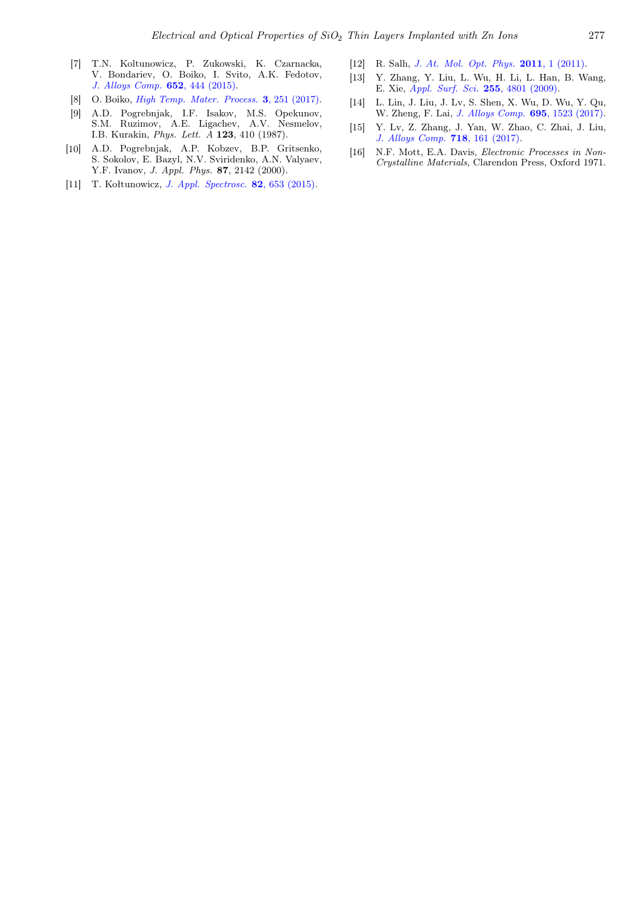[7] T.N. Koltunowicz, P. Zukowski, K. Czarnacka, V. Bondariev, O. Boiko, I. Svito, A.K. Fedotov, *J. Alloys Comp.* **652**, 444 (2015).

[8] O. Boiko, *High Temp. Mater. Process.* **3**, 251 (2017).

[9] A.D. Pogrebnjak, I.F. Isakov, M.S. Opekunov, S.M. Ruzimov, A.E. Ligachev, A.V. Nesmelov, I.B. Kurakin, *Phys. Lett. A* **123**, 410 (1987).

[10] A.D. Pogrebnjak, A.P. Kobzev, B.P. Gritsenko, S. Sokolov, E. Bazyl, N.V. Sviridenko, A.N. Valyaev, Y.F. Ivanov, *J. Appl. Phys.* **87**, 2142 (2000).

[11] T. Kołtunowicz, *J. Appl. Spectrosc.* **82**, 653 (2015).

[12] R. Salh, *J. At. Mol. Opt. Phys.* **2011**, 1 (2011).

[13] Y. Zhang, Y. Liu, L. Wu, H. Li, L. Han, B. Wang, E. Xie, *Appl. Surf. Sci.* **255**, 4801 (2009).

[14] L. Lin, J. Liu, J. Lv, S. Shen, X. Wu, D. Wu, Y. Qu, W. Zheng, F. Lai, *J. Alloys Comp.* **695**, 1523 (2017).

[15] Y. Lv, Z. Zhang, J. Yan, W. Zhao, C. Zhai, J. Liu, *J. Alloys Comp.* **718**, 161 (2017).

[16] N.F. Mott, E.A. Davis, *Electronic Processes in Non-Crystalline Materials*, Clarendon Press, Oxford 1971.